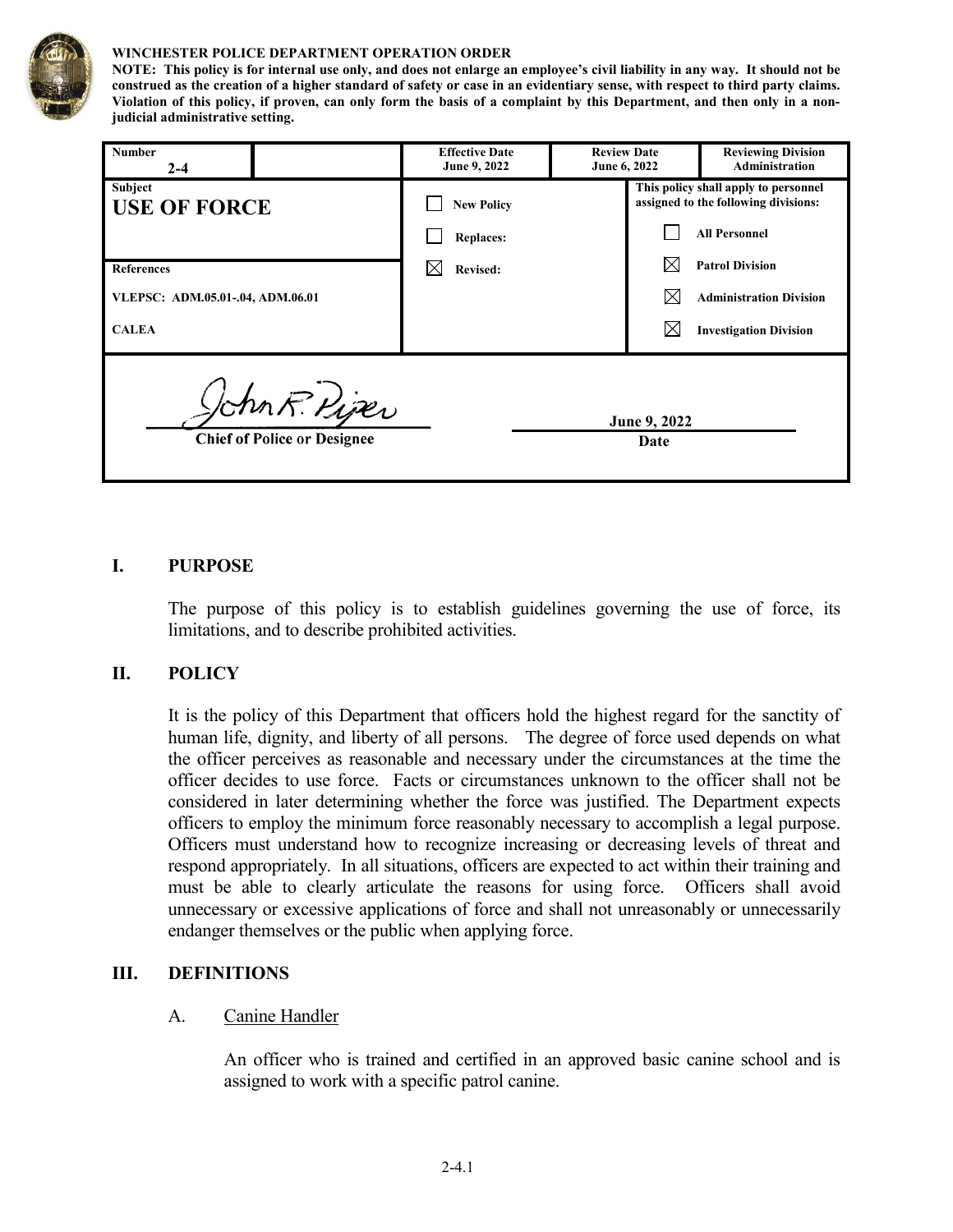**WINCHESTER POLICE DEPARTMENT OPERATION ORDER**

**NOTE: This policy is for internal use only, and does not enlarge an employee's civil liability in any way. It should not be construed as the creation of a higher standard of safety or case in an evidentiary sense, with respect to third party claims. Violation of this policy, if proven, can only form the basis of a complaint by this Department, and then only in a non-judicial administrative setting.**

| **Number** 2-4 | | **Effective Date** June 9, 2022 | **Review Date** June 6, 2022 | **Reviewing Division** Administration |
|---|---|---|---|---|
| **Subject** **USE OF FORCE** | | ☐ New Policy | **This policy shall apply to personnel assigned to the following divisions:** | |
| | | ☐ Replaces: | ☐ All Personnel | |
| **References** | | ☒ Revised: | ☒ Patrol Division | |
| VLEPSC: ADM.05.01-.04, ADM.06.01 | | | ☒ Administration Division | |
| CALEA | | | ☒ Investigation Division | |

John R. Piper
Chief of Police or Designee

June 9, 2022
Date

## I. PURPOSE

The purpose of this policy is to establish guidelines governing the use of force, its limitations, and to describe prohibited activities.

## II. POLICY

It is the policy of this Department that officers hold the highest regard for the sanctity of human life, dignity, and liberty of all persons. The degree of force used depends on what the officer perceives as reasonable and necessary under the circumstances at the time the officer decides to use force. Facts or circumstances unknown to the officer shall not be considered in later determining whether the force was justified. The Department expects officers to employ the minimum force reasonably necessary to accomplish a legal purpose. Officers must understand how to recognize increasing or decreasing levels of threat and respond appropriately. In all situations, officers are expected to act within their training and must be able to clearly articulate the reasons for using force. Officers shall avoid unnecessary or excessive applications of force and shall not unreasonably or unnecessarily endanger themselves or the public when applying force.

## III. DEFINITIONS

A. Canine Handler

An officer who is trained and certified in an approved basic canine school and is assigned to work with a specific patrol canine.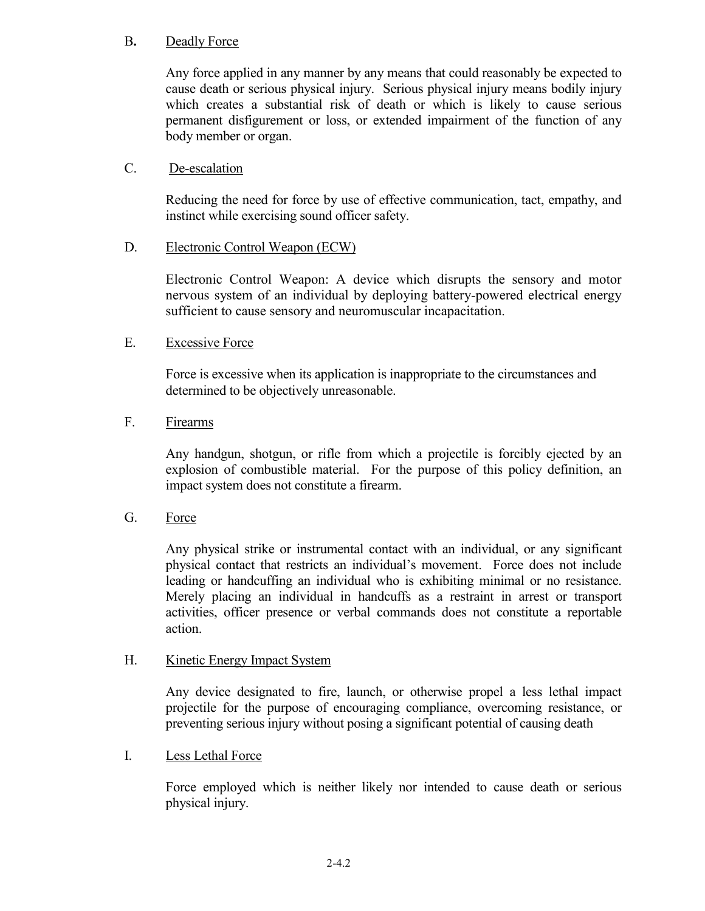B. Deadly Force

Any force applied in any manner by any means that could reasonably be expected to cause death or serious physical injury. Serious physical injury means bodily injury which creates a substantial risk of death or which is likely to cause serious permanent disfigurement or loss, or extended impairment of the function of any body member or organ.

C. De-escalation

Reducing the need for force by use of effective communication, tact, empathy, and instinct while exercising sound officer safety.

D. Electronic Control Weapon (ECW)

Electronic Control Weapon: A device which disrupts the sensory and motor nervous system of an individual by deploying battery-powered electrical energy sufficient to cause sensory and neuromuscular incapacitation.

E. Excessive Force

Force is excessive when its application is inappropriate to the circumstances and determined to be objectively unreasonable.

F. Firearms

Any handgun, shotgun, or rifle from which a projectile is forcibly ejected by an explosion of combustible material. For the purpose of this policy definition, an impact system does not constitute a firearm.

G. Force

Any physical strike or instrumental contact with an individual, or any significant physical contact that restricts an individual's movement. Force does not include leading or handcuffing an individual who is exhibiting minimal or no resistance. Merely placing an individual in handcuffs as a restraint in arrest or transport activities, officer presence or verbal commands does not constitute a reportable action.

H. Kinetic Energy Impact System

Any device designated to fire, launch, or otherwise propel a less lethal impact projectile for the purpose of encouraging compliance, overcoming resistance, or preventing serious injury without posing a significant potential of causing death

I. Less Lethal Force

Force employed which is neither likely nor intended to cause death or serious physical injury.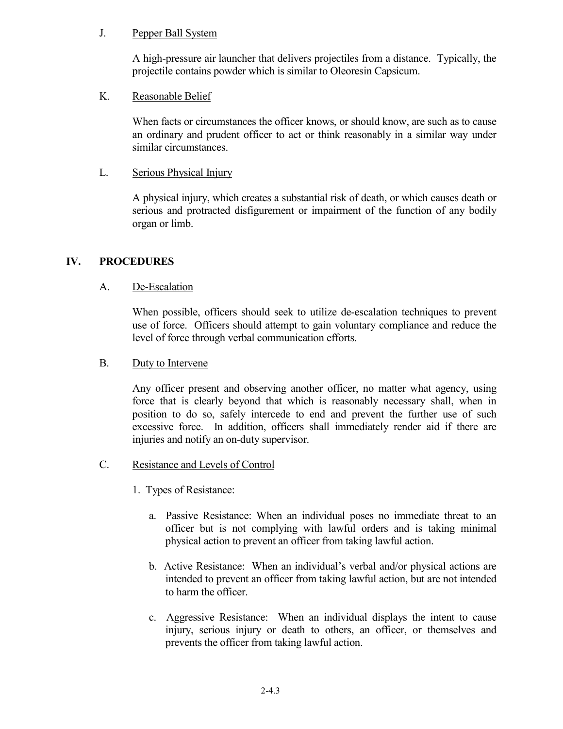J. Pepper Ball System

A high-pressure air launcher that delivers projectiles from a distance. Typically, the projectile contains powder which is similar to Oleoresin Capsicum.

K. Reasonable Belief

When facts or circumstances the officer knows, or should know, are such as to cause an ordinary and prudent officer to act or think reasonably in a similar way under similar circumstances.

L. Serious Physical Injury

A physical injury, which creates a substantial risk of death, or which causes death or serious and protracted disfigurement or impairment of the function of any bodily organ or limb.

## IV. PROCEDURES

A. De-Escalation

When possible, officers should seek to utilize de-escalation techniques to prevent use of force. Officers should attempt to gain voluntary compliance and reduce the level of force through verbal communication efforts.

B. Duty to Intervene

Any officer present and observing another officer, no matter what agency, using force that is clearly beyond that which is reasonably necessary shall, when in position to do so, safely intercede to end and prevent the further use of such excessive force. In addition, officers shall immediately render aid if there are injuries and notify an on-duty supervisor.

C. Resistance and Levels of Control

1. Types of Resistance:

   a. Passive Resistance: When an individual poses no immediate threat to an officer but is not complying with lawful orders and is taking minimal physical action to prevent an officer from taking lawful action.

   b. Active Resistance: When an individual's verbal and/or physical actions are intended to prevent an officer from taking lawful action, but are not intended to harm the officer.

   c. Aggressive Resistance: When an individual displays the intent to cause injury, serious injury or death to others, an officer, or themselves and prevents the officer from taking lawful action.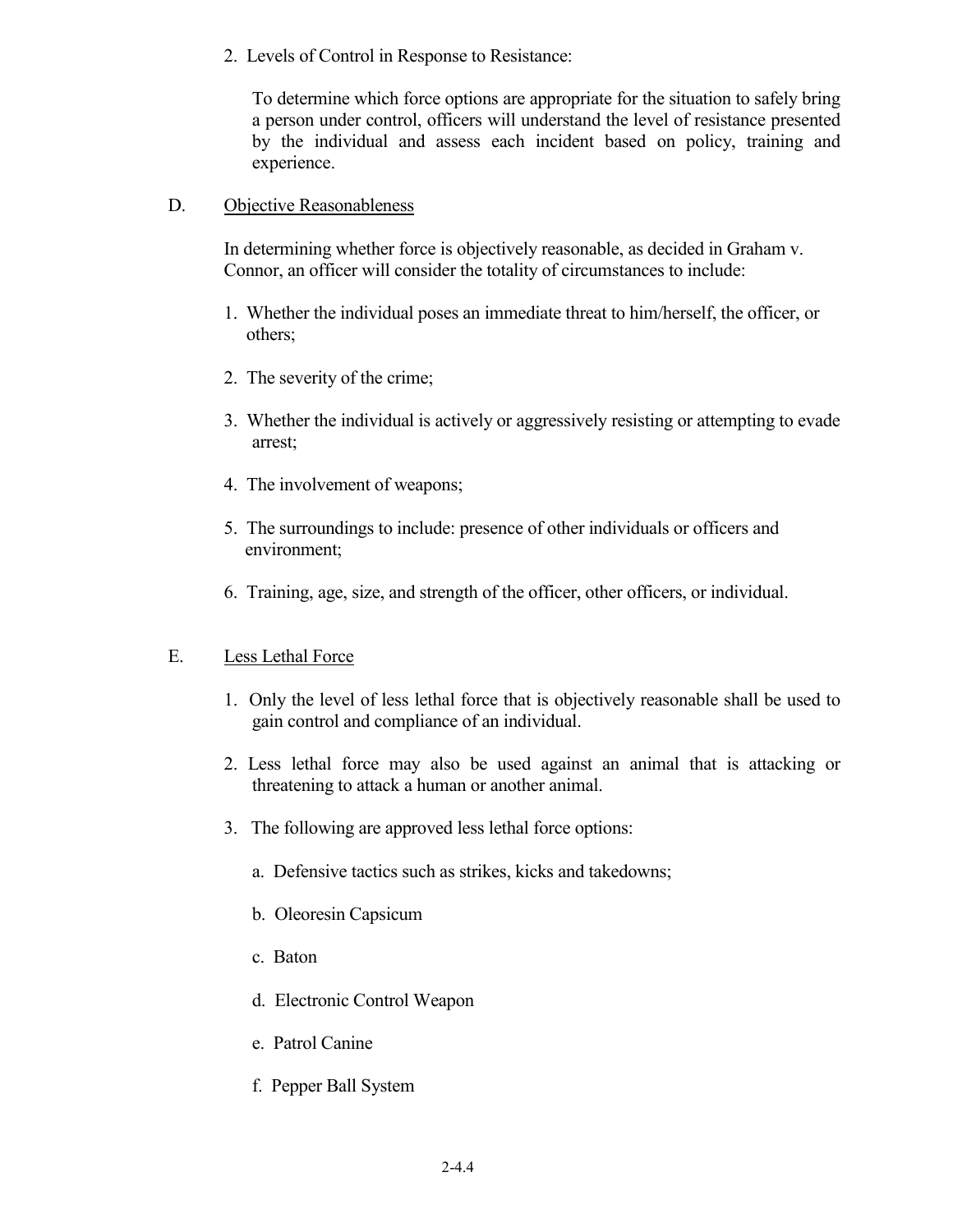2. Levels of Control in Response to Resistance:

   To determine which force options are appropriate for the situation to safely bring a person under control, officers will understand the level of resistance presented by the individual and assess each incident based on policy, training and experience.

D. <u>Objective Reasonableness</u>

In determining whether force is objectively reasonable, as decided in Graham v. Connor, an officer will consider the totality of circumstances to include:

1. Whether the individual poses an immediate threat to him/herself, the officer, or others;
2. The severity of the crime;
3. Whether the individual is actively or aggressively resisting or attempting to evade arrest;
4. The involvement of weapons;
5. The surroundings to include: presence of other individuals or officers and environment;
6. Training, age, size, and strength of the officer, other officers, or individual.

E. <u>Less Lethal Force</u>

1. Only the level of less lethal force that is objectively reasonable shall be used to gain control and compliance of an individual.
2. Less lethal force may also be used against an animal that is attacking or threatening to attack a human or another animal.
3. The following are approved less lethal force options:
   a. Defensive tactics such as strikes, kicks and takedowns;
   b. Oleoresin Capsicum
   c. Baton
   d. Electronic Control Weapon
   e. Patrol Canine
   f. Pepper Ball System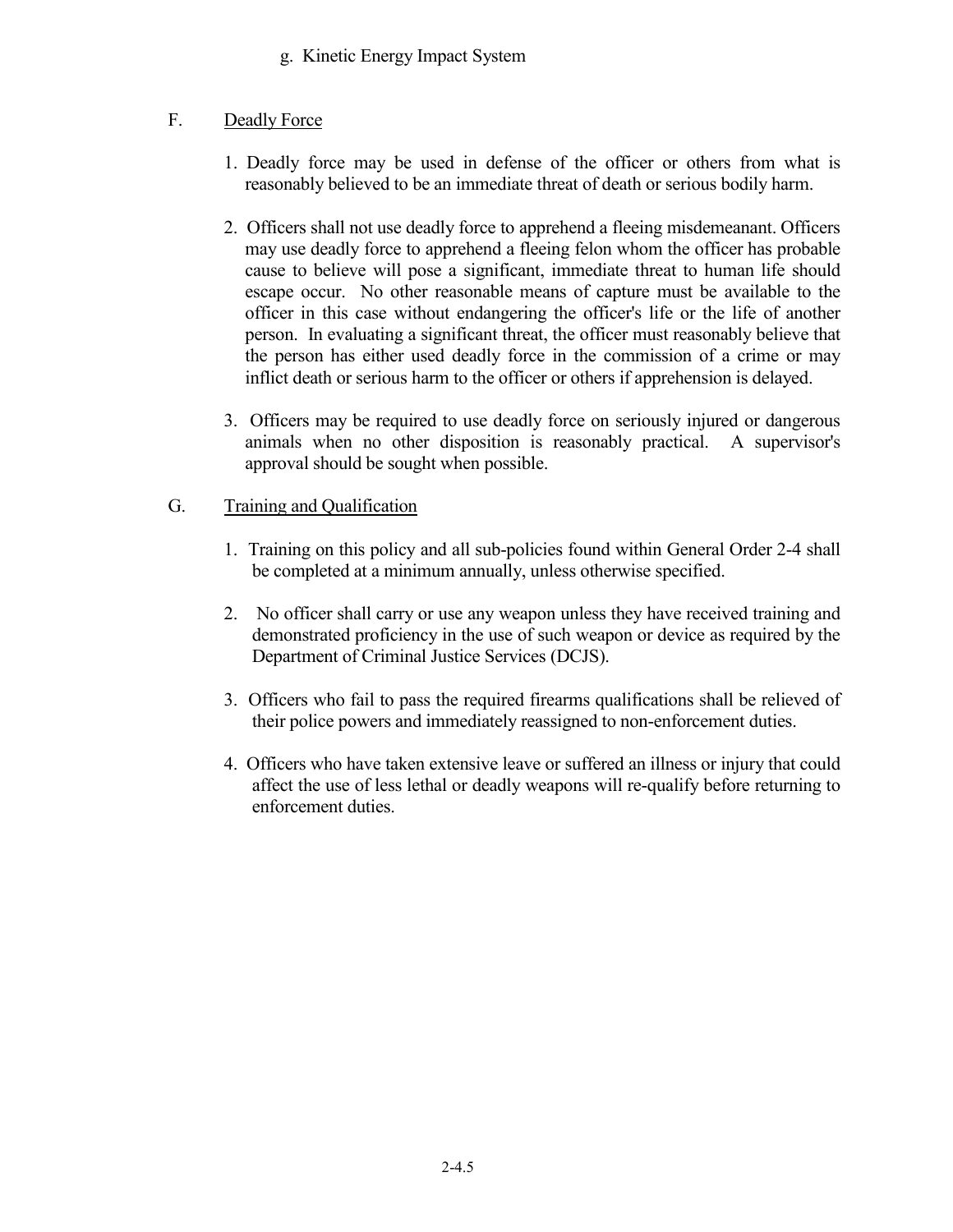g. Kinetic Energy Impact System

F. Deadly Force

1. Deadly force may be used in defense of the officer or others from what is reasonably believed to be an immediate threat of death or serious bodily harm.

2. Officers shall not use deadly force to apprehend a fleeing misdemeanant. Officers may use deadly force to apprehend a fleeing felon whom the officer has probable cause to believe will pose a significant, immediate threat to human life should escape occur. No other reasonable means of capture must be available to the officer in this case without endangering the officer's life or the life of another person. In evaluating a significant threat, the officer must reasonably believe that the person has either used deadly force in the commission of a crime or may inflict death or serious harm to the officer or others if apprehension is delayed.

3. Officers may be required to use deadly force on seriously injured or dangerous animals when no other disposition is reasonably practical. A supervisor's approval should be sought when possible.

G. Training and Qualification

1. Training on this policy and all sub-policies found within General Order 2-4 shall be completed at a minimum annually, unless otherwise specified.

2. No officer shall carry or use any weapon unless they have received training and demonstrated proficiency in the use of such weapon or device as required by the Department of Criminal Justice Services (DCJS).

3. Officers who fail to pass the required firearms qualifications shall be relieved of their police powers and immediately reassigned to non-enforcement duties.

4. Officers who have taken extensive leave or suffered an illness or injury that could affect the use of less lethal or deadly weapons will re-qualify before returning to enforcement duties.